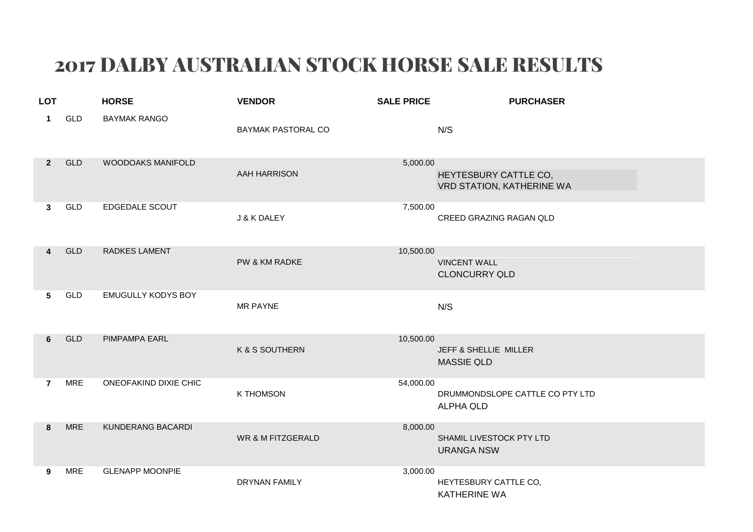# 2017 DALBY AUSTRALIAN STOCK HORSE SALE RESULTS

| LOT | | HORSE | VENDOR | SALE PRICE | PURCHASER |
|---|---|---|---|---|---|
| 1 | GLD | BAYMAK RANGO | BAYMAK PASTORAL CO | | N/S |
| 2 | GLD | WOODOAKS MANIFOLD | AAH HARRISON | 5,000.00 | HEYTESBURY CATTLE CO, VRD STATION, KATHERINE WA |
| 3 | GLD | EDGEDALE SCOUT | J & K DALEY | 7,500.00 | CREED GRAZING RAGAN QLD |
| 4 | GLD | RADKES LAMENT | PW & KM RADKE | 10,500.00 | VINCENT WALL CLONCURRY QLD |
| 5 | GLD | EMUGULLY KODYS BOY | MR PAYNE | | N/S |
| 6 | GLD | PIMPAMPA EARL | K & S SOUTHERN | 10,500.00 | JEFF & SHELLIE MILLER MASSIE QLD |
| 7 | MRE | ONEOFAKIND DIXIE CHIC | K THOMSON | 54,000.00 | DRUMMONDSLOPE CATTLE CO PTY LTD ALPHA QLD |
| 8 | MRE | KUNDERANG BACARDI | WR & M FITZGERALD | 8,000.00 | SHAMIL LIVESTOCK PTY LTD URANGA NSW |
| 9 | MRE | GLENAPP MOONPIE | DRYNAN FAMILY | 3,000.00 | HEYTESBURY CATTLE CO, KATHERINE WA |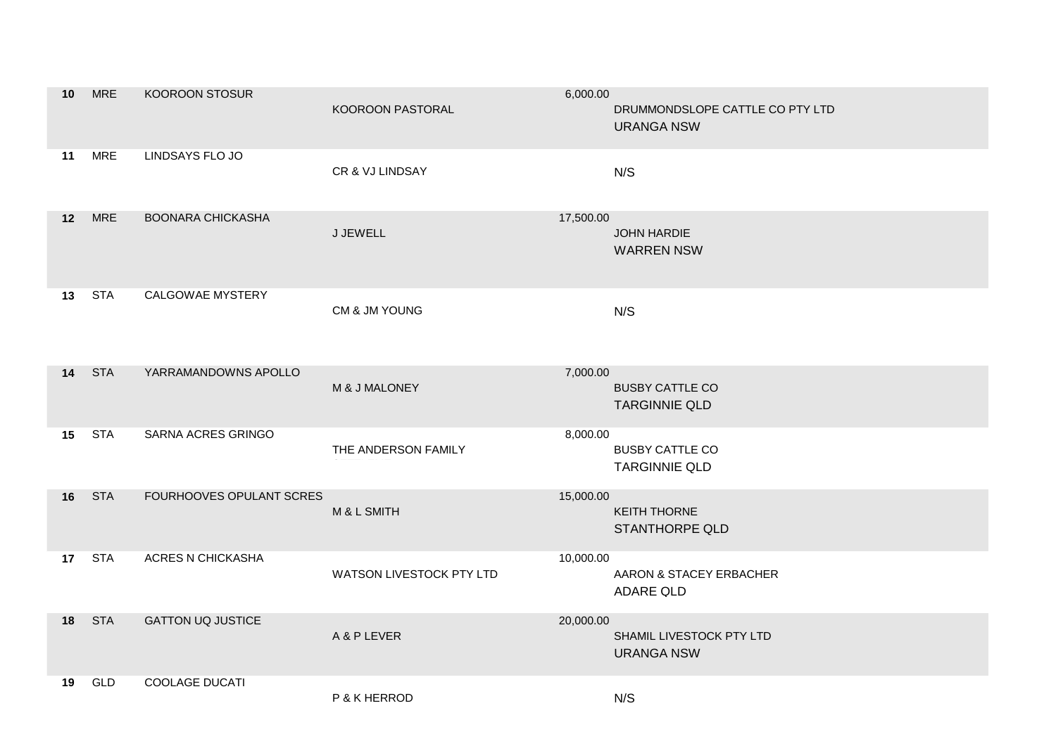| | | | | | |
|---|---|---|---|---|---|
| 10 | MRE | KOOROON STOSUR | KOOROON PASTORAL | 6,000.00 | DRUMMONDSLOPE CATTLE CO PTY LTD<br>URANGA NSW |
| 11 | MRE | LINDSAYS FLO JO | CR & VJ LINDSAY | | N/S |
| 12 | MRE | BOONARA CHICKASHA | J JEWELL | 17,500.00 | JOHN HARDIE<br>WARREN NSW |
| 13 | STA | CALGOWAE MYSTERY | CM & JM YOUNG | | N/S |
| 14 | STA | YARRAMANDOWNS APOLLO | M & J MALONEY | 7,000.00 | BUSBY CATTLE CO<br>TARGINNIE QLD |
| 15 | STA | SARNA ACRES GRINGO | THE ANDERSON FAMILY | 8,000.00 | BUSBY CATTLE CO<br>TARGINNIE QLD |
| 16 | STA | FOURHOOVES OPULANT SCRES | M & L SMITH | 15,000.00 | KEITH THORNE<br>STANTHORPE QLD |
| 17 | STA | ACRES N CHICKASHA | WATSON LIVESTOCK PTY LTD | 10,000.00 | AARON & STACEY ERBACHER<br>ADARE QLD |
| 18 | STA | GATTON UQ JUSTICE | A & P LEVER | 20,000.00 | SHAMIL LIVESTOCK PTY LTD<br>URANGA NSW |
| 19 | GLD | COOLAGE DUCATI | P & K HERROD | | N/S |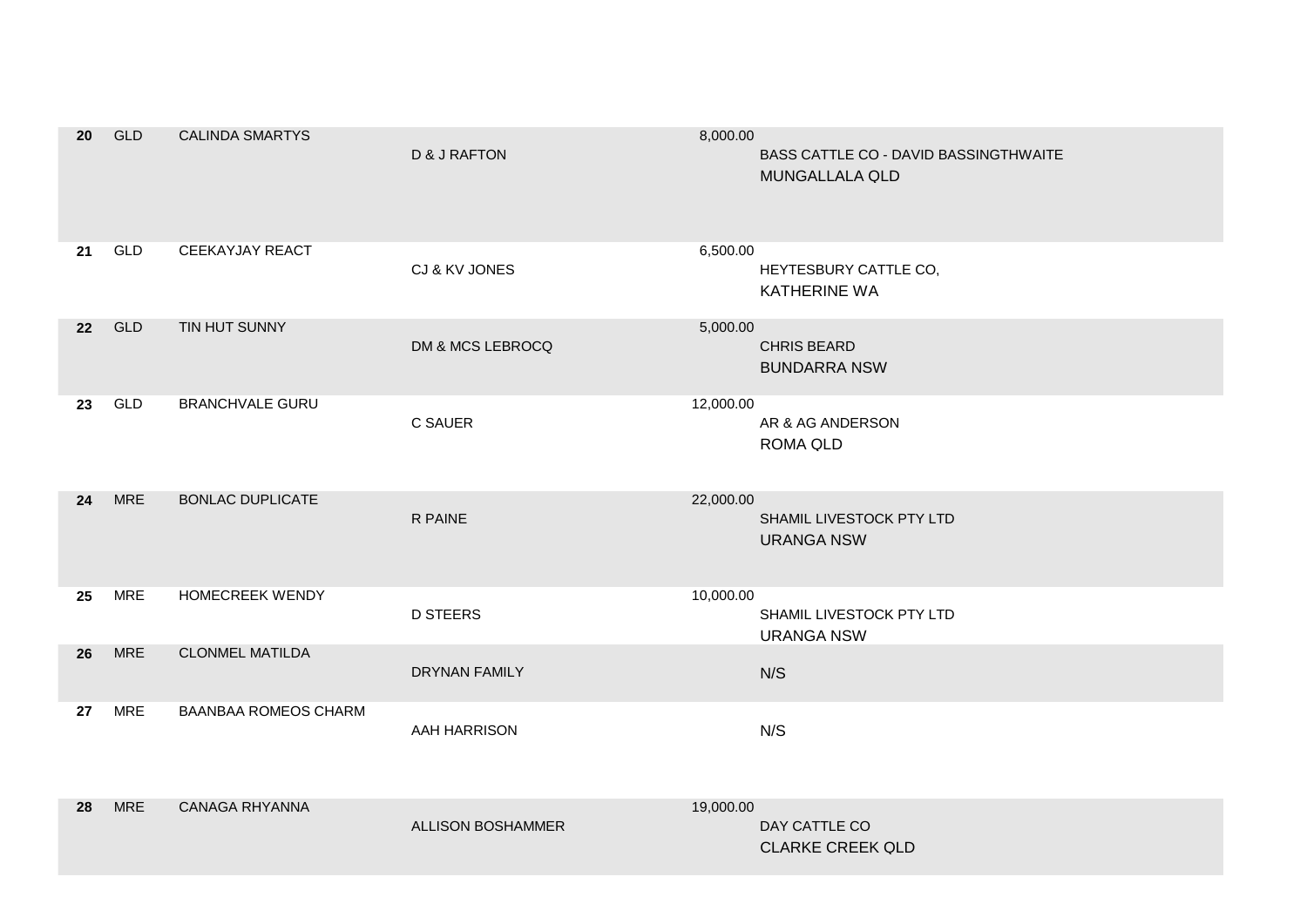| | | | | | |
|---|---|---|---|---|---|
| **20** | GLD | CALINDA SMARTYS | D & J RAFTON | 8,000.00 | BASS CATTLE CO - DAVID BASSINGTHWAITE MUNGALLALA QLD |
| **21** | GLD | CEEKAYJAY REACT | CJ & KV JONES | 6,500.00 | HEYTESBURY CATTLE CO, KATHERINE WA |
| **22** | GLD | TIN HUT SUNNY | DM & MCS LEBROCQ | 5,000.00 | CHRIS BEARD BUNDARRA NSW |
| **23** | GLD | BRANCHVALE GURU | C SAUER | 12,000.00 | AR & AG ANDERSON ROMA QLD |
| **24** | MRE | BONLAC DUPLICATE | R PAINE | 22,000.00 | SHAMIL LIVESTOCK PTY LTD URANGA NSW |
| **25** | MRE | HOMECREEK WENDY | D STEERS | 10,000.00 | SHAMIL LIVESTOCK PTY LTD URANGA NSW |
| **26** | MRE | CLONMEL MATILDA | DRYNAN FAMILY | | N/S |
| **27** | MRE | BAANBAA ROMEOS CHARM | AAH HARRISON | | N/S |
| **28** | MRE | CANAGA RHYANNA | ALLISON BOSHAMMER | 19,000.00 | DAY CATTLE CO CLARKE CREEK QLD |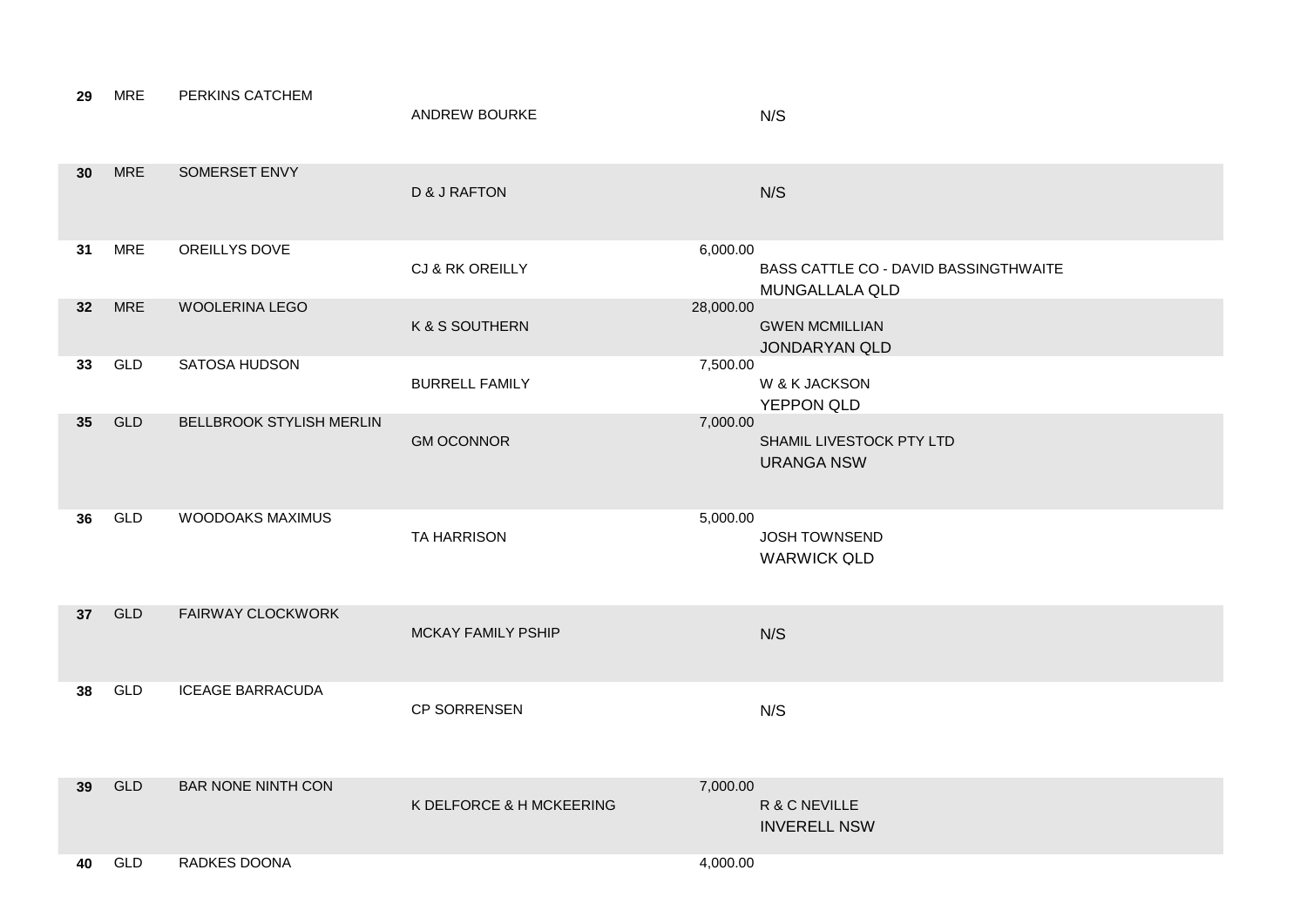| Lot | Breed | Name | Vendor | Price | Purchaser |
|---|---|---|---|---|---|
| 29 | MRE | PERKINS CATCHEM | ANDREW BOURKE | | N/S |
| 30 | MRE | SOMERSET ENVY | D & J RAFTON | | N/S |
| 31 | MRE | OREILLYS DOVE | CJ & RK OREILLY | 6,000.00 | BASS CATTLE CO - DAVID BASSINGTHWAITE MUNGALLALA QLD |
| 32 | MRE | WOOLERINA LEGO | K & S SOUTHERN | 28,000.00 | GWEN MCMILLIAN JONDARYAN QLD |
| 33 | GLD | SATOSA HUDSON | BURRELL FAMILY | 7,500.00 | W & K JACKSON YEPPON QLD |
| 35 | GLD | BELLBROOK STYLISH MERLIN | GM OCONNOR | 7,000.00 | SHAMIL LIVESTOCK PTY LTD URANGA NSW |
| 36 | GLD | WOODOAKS MAXIMUS | TA HARRISON | 5,000.00 | JOSH TOWNSEND WARWICK QLD |
| 37 | GLD | FAIRWAY CLOCKWORK | MCKAY FAMILY PSHIP | | N/S |
| 38 | GLD | ICEAGE BARRACUDA | CP SORRENSEN | | N/S |
| 39 | GLD | BAR NONE NINTH CON | K DELFORCE & H MCKEERING | 7,000.00 | R & C NEVILLE INVERELL NSW |
| 40 | GLD | RADKES DOONA | | 4,000.00 | |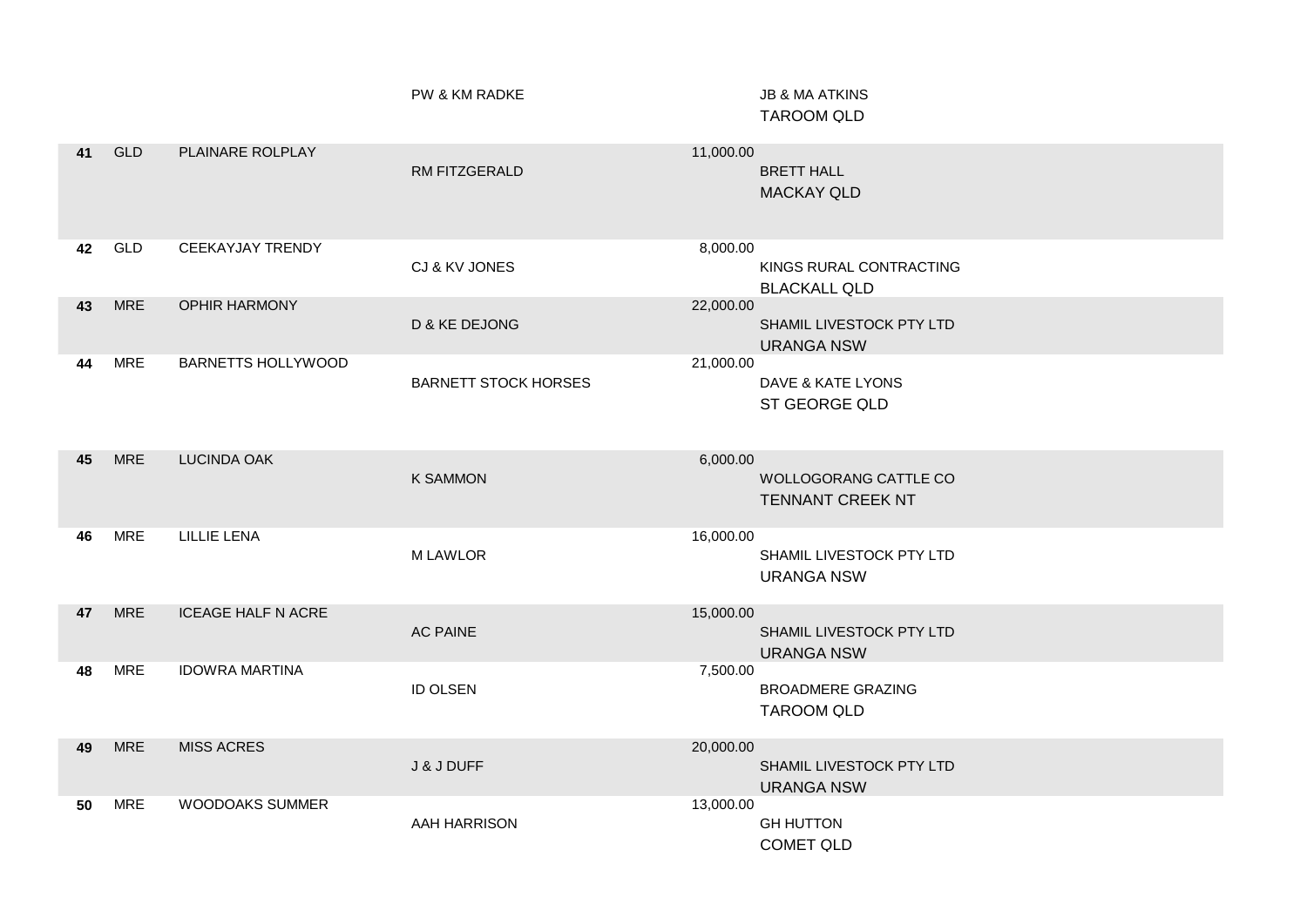| | | | PW & KM RADKE | | JB & MA ATKINS<br>TAROOM QLD |
|---|---|---|---|---|---|
| 41 | GLD | PLAINARE ROLPLAY | RM FITZGERALD | 11,000.00 | BRETT HALL<br>MACKAY QLD |
| 42 | GLD | CEEKAYJAY TRENDY | CJ & KV JONES | 8,000.00 | KINGS RURAL CONTRACTING<br>BLACKALL QLD |
| 43 | MRE | OPHIR HARMONY | D & KE DEJONG | 22,000.00 | SHAMIL LIVESTOCK PTY LTD<br>URANGA NSW |
| 44 | MRE | BARNETTS HOLLYWOOD | BARNETT STOCK HORSES | 21,000.00 | DAVE & KATE LYONS<br>ST GEORGE QLD |
| 45 | MRE | LUCINDA OAK | K SAMMON | 6,000.00 | WOLLOGORANG CATTLE CO<br>TENNANT CREEK NT |
| 46 | MRE | LILLIE LENA | M LAWLOR | 16,000.00 | SHAMIL LIVESTOCK PTY LTD<br>URANGA NSW |
| 47 | MRE | ICEAGE HALF N ACRE | AC PAINE | 15,000.00 | SHAMIL LIVESTOCK PTY LTD<br>URANGA NSW |
| 48 | MRE | IDOWRA MARTINA | ID OLSEN | 7,500.00 | BROADMERE GRAZING<br>TAROOM QLD |
| 49 | MRE | MISS ACRES | J & J DUFF | 20,000.00 | SHAMIL LIVESTOCK PTY LTD<br>URANGA NSW |
| 50 | MRE | WOODOAKS SUMMER | AAH HARRISON | 13,000.00 | GH HUTTON<br>COMET QLD |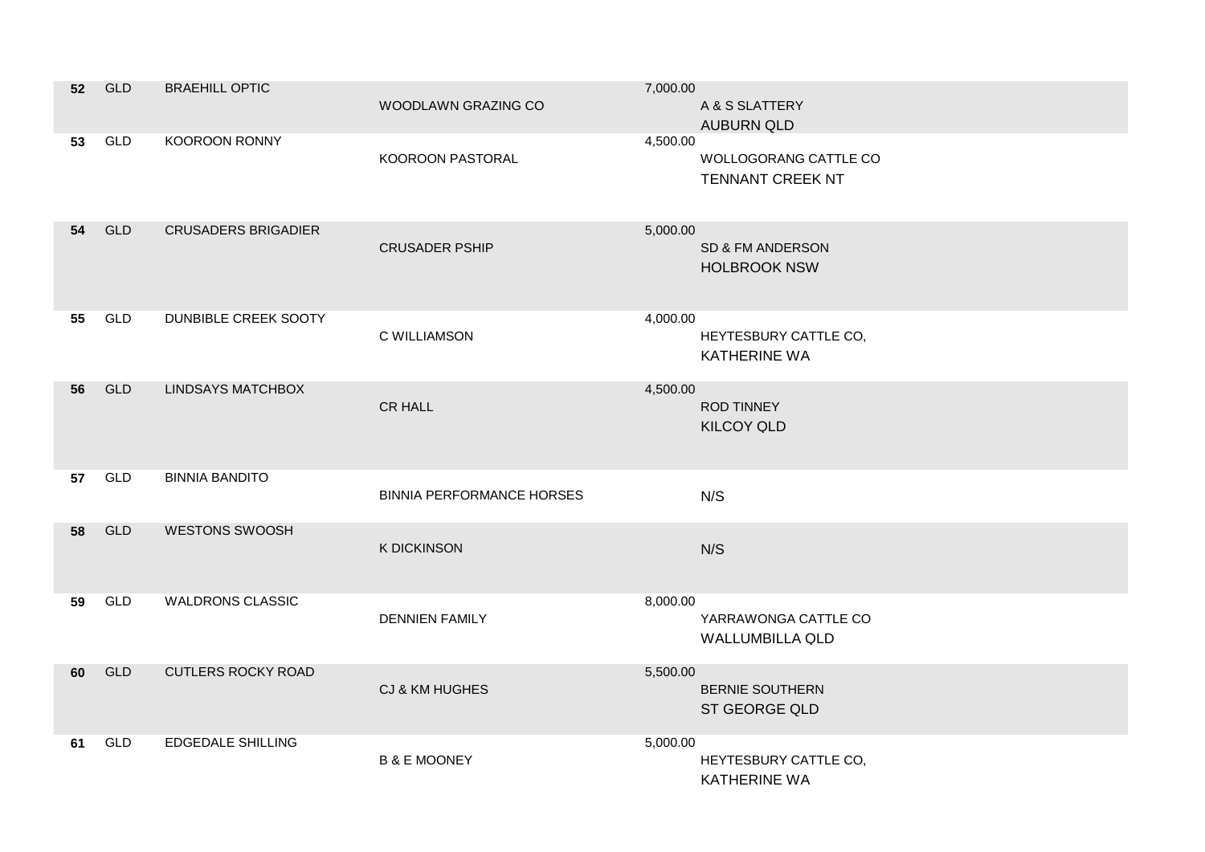| | | | | | |
|---|---|---|---|---|---|
| 52 | GLD | BRAEHILL OPTIC | WOODLAWN GRAZING CO | 7,000.00 | A & S SLATTERY<br>AUBURN QLD |
| 53 | GLD | KOOROON RONNY | KOOROON PASTORAL | 4,500.00 | WOLLOGORANG CATTLE CO<br>TENNANT CREEK NT |
| 54 | GLD | CRUSADERS BRIGADIER | CRUSADER PSHIP | 5,000.00 | SD & FM ANDERSON<br>HOLBROOK NSW |
| 55 | GLD | DUNBIBLE CREEK SOOTY | C WILLIAMSON | 4,000.00 | HEYTESBURY CATTLE CO,<br>KATHERINE WA |
| 56 | GLD | LINDSAYS MATCHBOX | CR HALL | 4,500.00 | ROD TINNEY<br>KILCOY QLD |
| 57 | GLD | BINNIA BANDITO | BINNIA PERFORMANCE HORSES | | N/S |
| 58 | GLD | WESTONS SWOOSH | K DICKINSON | | N/S |
| 59 | GLD | WALDRONS CLASSIC | DENNIEN FAMILY | 8,000.00 | YARRAWONGA CATTLE CO<br>WALLUMBILLA QLD |
| 60 | GLD | CUTLERS ROCKY ROAD | CJ & KM HUGHES | 5,500.00 | BERNIE SOUTHERN<br>ST GEORGE QLD |
| 61 | GLD | EDGEDALE SHILLING | B & E MOONEY | 5,000.00 | HEYTESBURY CATTLE CO,<br>KATHERINE WA |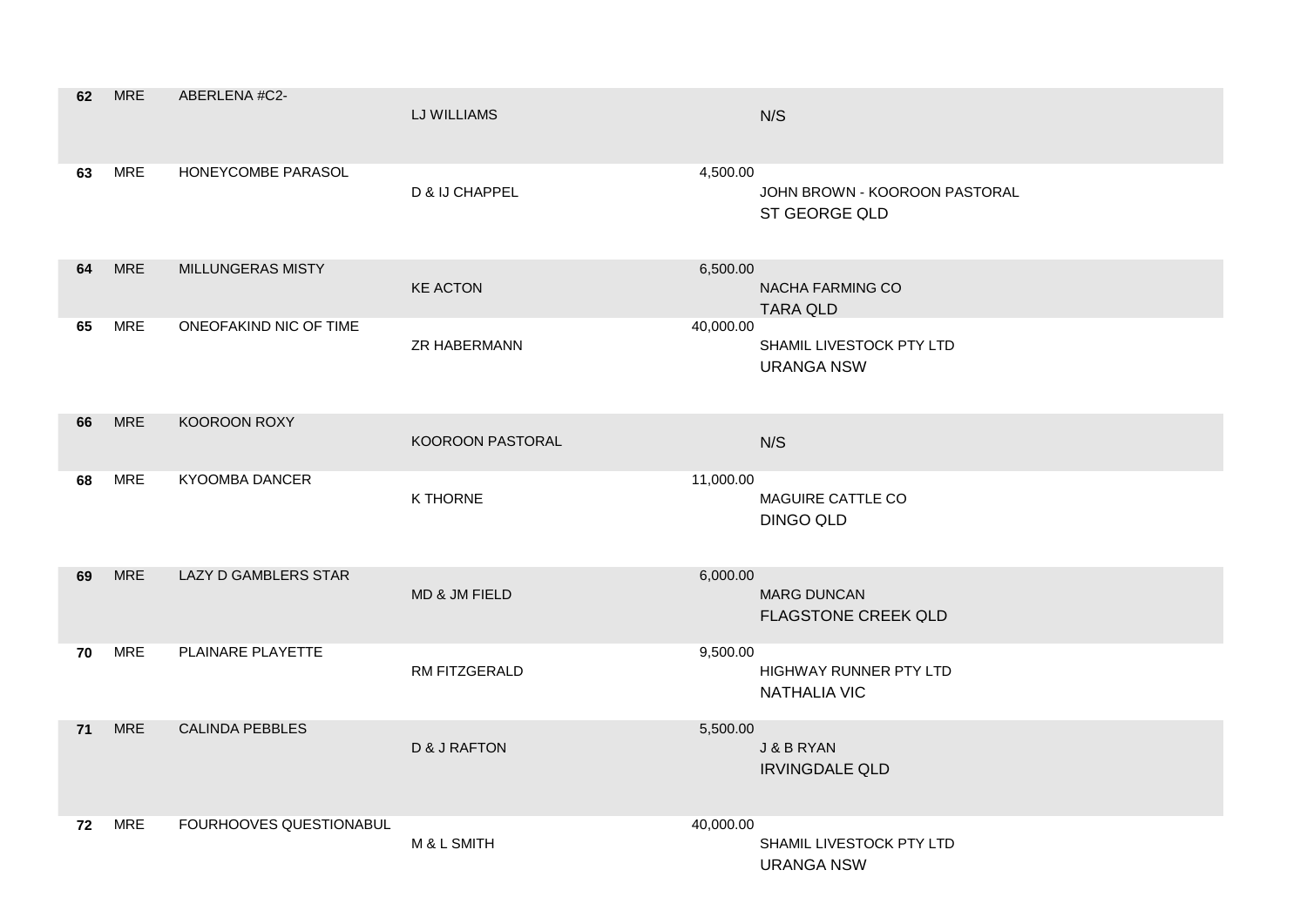| Lot | Sex | Name | Vendor | Price | Purchaser |
|---|---|---|---|---|---|
| 62 | MRE | ABERLENA #C2- | LJ WILLIAMS | | N/S |
| 63 | MRE | HONEYCOMBE PARASOL | D & IJ CHAPPEL | 4,500.00 | JOHN BROWN - KOOROON PASTORAL<br>ST GEORGE QLD |
| 64 | MRE | MILLUNGERAS MISTY | KE ACTON | 6,500.00 | NACHA FARMING CO<br>TARA QLD |
| 65 | MRE | ONEOFAKIND NIC OF TIME | ZR HABERMANN | 40,000.00 | SHAMIL LIVESTOCK PTY LTD<br>URANGA NSW |
| 66 | MRE | KOOROON ROXY | KOOROON PASTORAL | | N/S |
| 68 | MRE | KYOOMBA DANCER | K THORNE | 11,000.00 | MAGUIRE CATTLE CO<br>DINGO QLD |
| 69 | MRE | LAZY D GAMBLERS STAR | MD & JM FIELD | 6,000.00 | MARG DUNCAN<br>FLAGSTONE CREEK QLD |
| 70 | MRE | PLAINARE PLAYETTE | RM FITZGERALD | 9,500.00 | HIGHWAY RUNNER PTY LTD<br>NATHALIA VIC |
| 71 | MRE | CALINDA PEBBLES | D & J RAFTON | 5,500.00 | J & B RYAN<br>IRVINGDALE QLD |
| 72 | MRE | FOURHOOVES QUESTIONABUL | M & L SMITH | 40,000.00 | SHAMIL LIVESTOCK PTY LTD<br>URANGA NSW |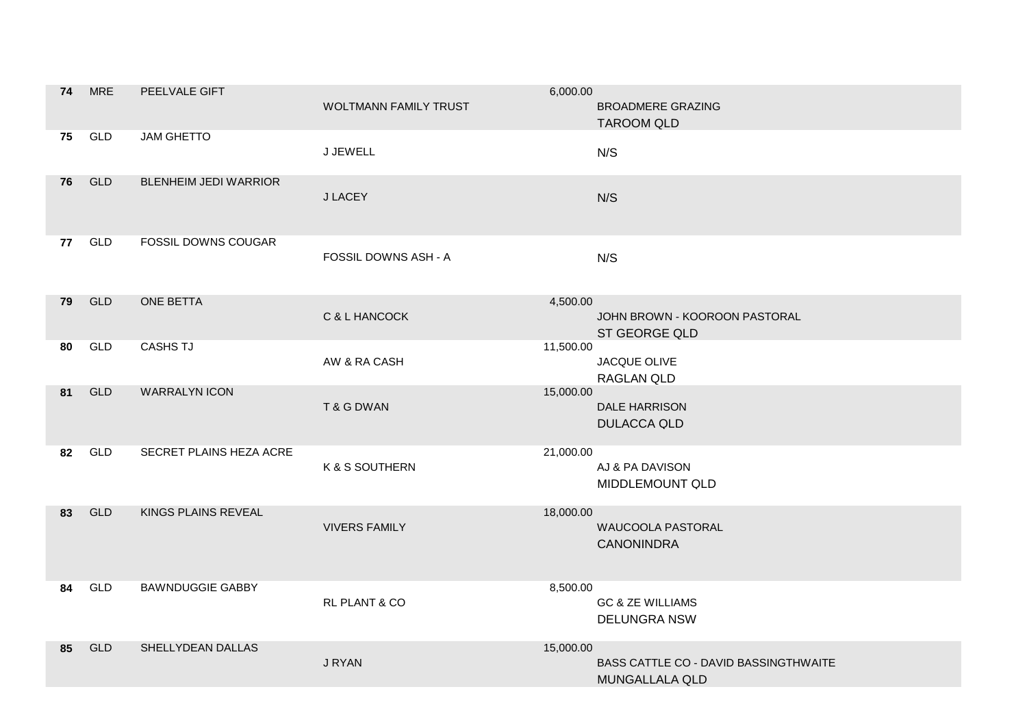| | | | | | |
|---|---|---|---|---|---|
| **74** | MRE | PEELVALE GIFT | WOLTMANN FAMILY TRUST | 6,000.00 | BROADMERE GRAZING<br>TAROOM QLD |
| **75** | GLD | JAM GHETTO | J JEWELL | | N/S |
| **76** | GLD | BLENHEIM JEDI WARRIOR | J LACEY | | N/S |
| **77** | GLD | FOSSIL DOWNS COUGAR | FOSSIL DOWNS ASH - A | | N/S |
| **79** | GLD | ONE BETTA | C & L HANCOCK | 4,500.00 | JOHN BROWN - KOOROON PASTORAL<br>ST GEORGE QLD |
| **80** | GLD | CASHS TJ | AW & RA CASH | 11,500.00 | JACQUE OLIVE<br>RAGLAN QLD |
| **81** | GLD | WARRALYN ICON | T & G DWAN | 15,000.00 | DALE HARRISON<br>DULACCA QLD |
| **82** | GLD | SECRET PLAINS HEZA ACRE | K & S SOUTHERN | 21,000.00 | AJ & PA DAVISON<br>MIDDLEMOUNT QLD |
| **83** | GLD | KINGS PLAINS REVEAL | VIVERS FAMILY | 18,000.00 | WAUCOOLA PASTORAL<br>CANONINDRA |
| **84** | GLD | BAWNDUGGIE GABBY | RL PLANT & CO | 8,500.00 | GC & ZE WILLIAMS<br>DELUNGRA NSW |
| **85** | GLD | SHELLYDEAN DALLAS | J RYAN | 15,000.00 | BASS CATTLE CO - DAVID BASSINGTHWAITE<br>MUNGALLALA QLD |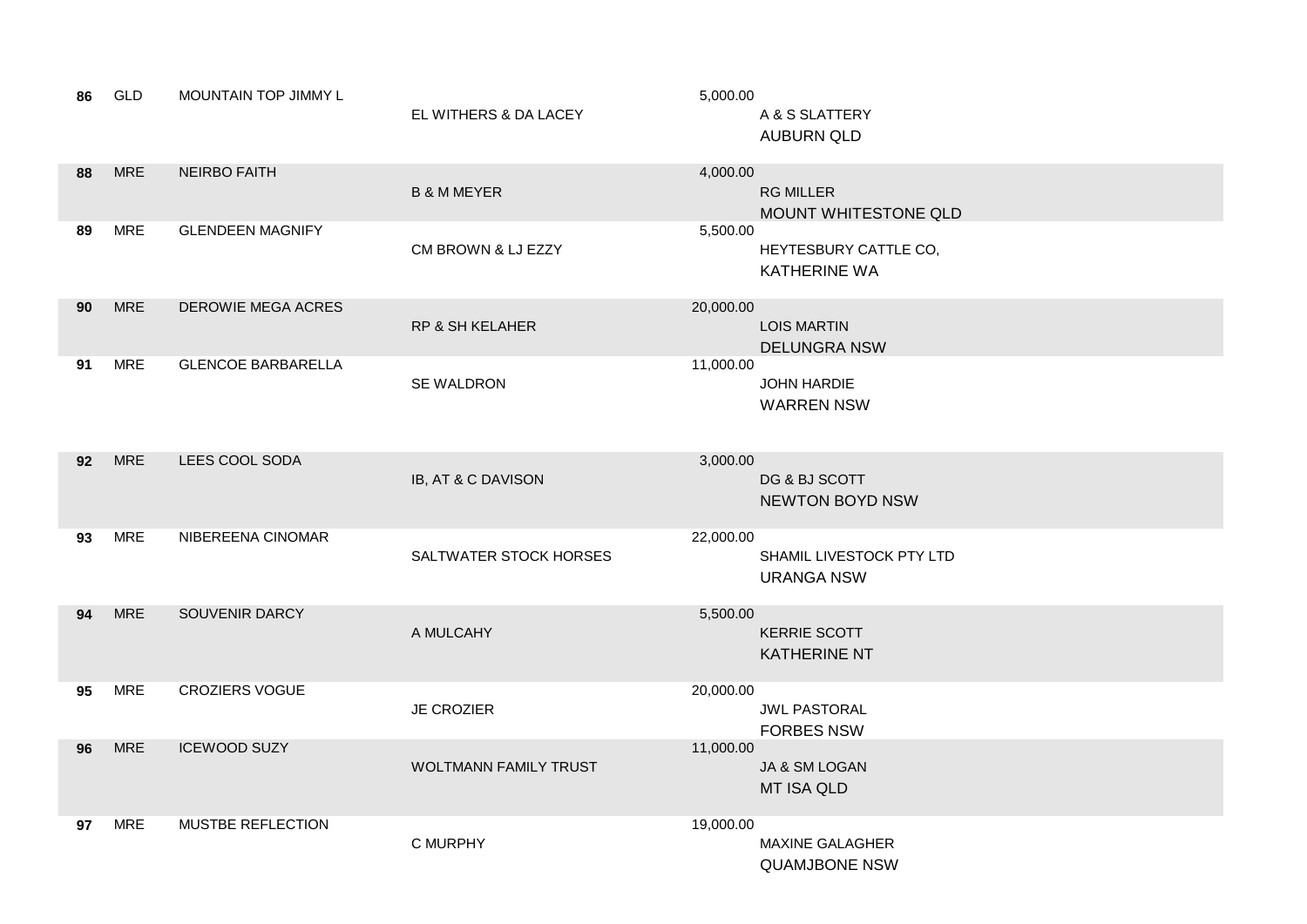| Lot | Class | Name | Vendor | Price | Purchaser |
|---|---|---|---|---|---|
| **86** | GLD | MOUNTAIN TOP JIMMY L | EL WITHERS & DA LACEY | 5,000.00 | A & S SLATTERY AUBURN QLD |
| **88** | MRE | NEIRBO FAITH | B & M MEYER | 4,000.00 | RG MILLER MOUNT WHITESTONE QLD |
| **89** | MRE | GLENDEEN MAGNIFY | CM BROWN & LJ EZZY | 5,500.00 | HEYTESBURY CATTLE CO, KATHERINE WA |
| **90** | MRE | DEROWIE MEGA ACRES | RP & SH KELAHER | 20,000.00 | LOIS MARTIN DELUNGRA NSW |
| **91** | MRE | GLENCOE BARBARELLA | SE WALDRON | 11,000.00 | JOHN HARDIE WARREN NSW |
| **92** | MRE | LEES COOL SODA | IB, AT & C DAVISON | 3,000.00 | DG & BJ SCOTT NEWTON BOYD NSW |
| **93** | MRE | NIBEREENA CINOMAR | SALTWATER STOCK HORSES | 22,000.00 | SHAMIL LIVESTOCK PTY LTD URANGA NSW |
| **94** | MRE | SOUVENIR DARCY | A MULCAHY | 5,500.00 | KERRIE SCOTT KATHERINE NT |
| **95** | MRE | CROZIERS VOGUE | JE CROZIER | 20,000.00 | JWL PASTORAL FORBES NSW |
| **96** | MRE | ICEWOOD SUZY | WOLTMANN FAMILY TRUST | 11,000.00 | JA & SM LOGAN MT ISA QLD |
| **97** | MRE | MUSTBE REFLECTION | C MURPHY | 19,000.00 | MAXINE GALAGHER QUAMJBONE NSW |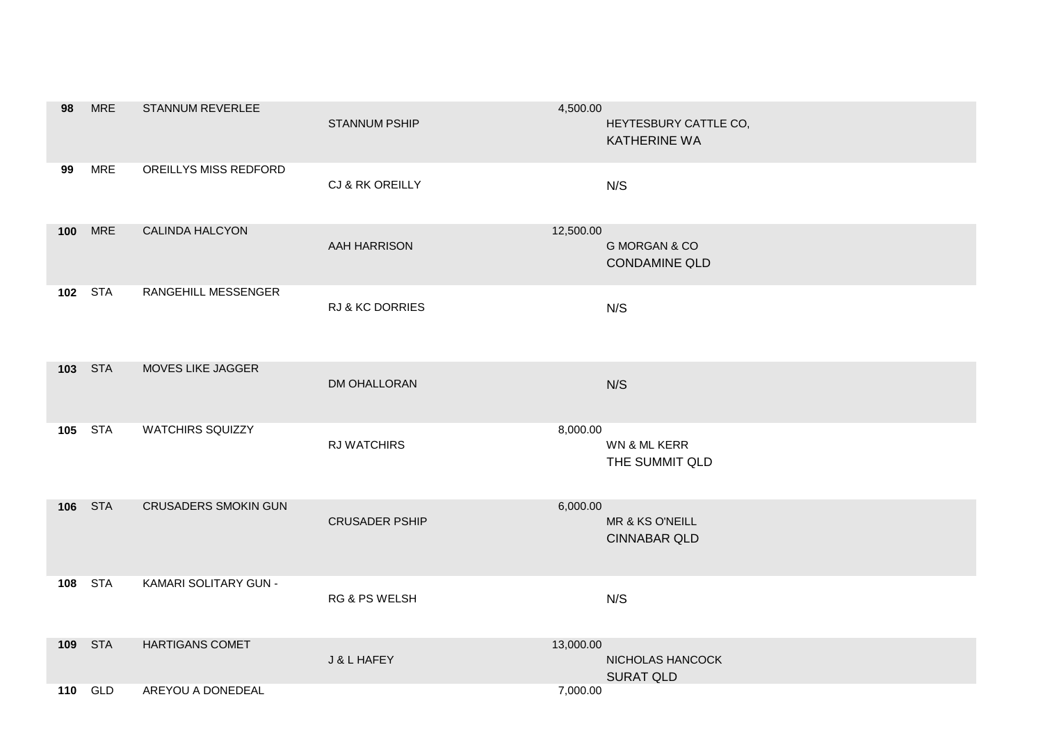| | | | | | |
|---|---|---|---|---|---|
| **98** | MRE | STANNUM REVERLEE | STANNUM PSHIP | 4,500.00 | HEYTESBURY CATTLE CO, KATHERINE WA |
| **99** | MRE | OREILLYS MISS REDFORD | CJ & RK OREILLY | | N/S |
| **100** | MRE | CALINDA HALCYON | AAH HARRISON | 12,500.00 | G MORGAN & CO CONDAMINE QLD |
| **102** | STA | RANGEHILL MESSENGER | RJ & KC DORRIES | | N/S |
| **103** | STA | MOVES LIKE JAGGER | DM OHALLORAN | | N/S |
| **105** | STA | WATCHIRS SQUIZZY | RJ WATCHIRS | 8,000.00 | WN & ML KERR THE SUMMIT QLD |
| **106** | STA | CRUSADERS SMOKIN GUN | CRUSADER PSHIP | 6,000.00 | MR & KS O'NEILL CINNABAR QLD |
| **108** | STA | KAMARI SOLITARY GUN - | RG & PS WELSH | | N/S |
| **109** | STA | HARTIGANS COMET | J & L HAFEY | 13,000.00 | NICHOLAS HANCOCK SURAT QLD |
| **110** | GLD | AREYOU A DONEDEAL | | 7,000.00 | |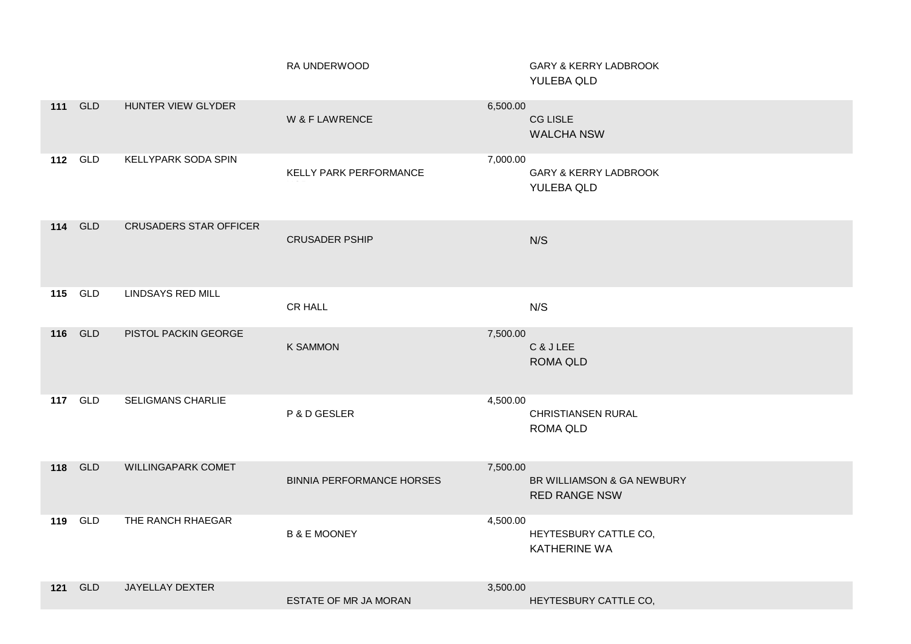| Lot | State | Name | Vendor | Price | Purchaser |
|---|---|---|---|---|---|
| | | | RA UNDERWOOD | | GARY & KERRY LADBROOK<br>YULEBA QLD |
| **111** | GLD | HUNTER VIEW GLYDER | W & F LAWRENCE | 6,500.00 | CG LISLE<br>WALCHA NSW |
| **112** | GLD | KELLYPARK SODA SPIN | KELLY PARK PERFORMANCE | 7,000.00 | GARY & KERRY LADBROOK<br>YULEBA QLD |
| **114** | GLD | CRUSADERS STAR OFFICER | CRUSADER PSHIP | | N/S |
| **115** | GLD | LINDSAYS RED MILL | CR HALL | | N/S |
| **116** | GLD | PISTOL PACKIN GEORGE | K SAMMON | 7,500.00 | C & J LEE<br>ROMA QLD |
| **117** | GLD | SELIGMANS CHARLIE | P & D GESLER | 4,500.00 | CHRISTIANSEN RURAL<br>ROMA QLD |
| **118** | GLD | WILLINGAPARK COMET | BINNIA PERFORMANCE HORSES | 7,500.00 | BR WILLIAMSON & GA NEWBURY<br>RED RANGE NSW |
| **119** | GLD | THE RANCH RHAEGAR | B & E MOONEY | 4,500.00 | HEYTESBURY CATTLE CO,<br>KATHERINE WA |
| **121** | GLD | JAYELLAY DEXTER | ESTATE OF MR JA MORAN | 3,500.00 | HEYTESBURY CATTLE CO, |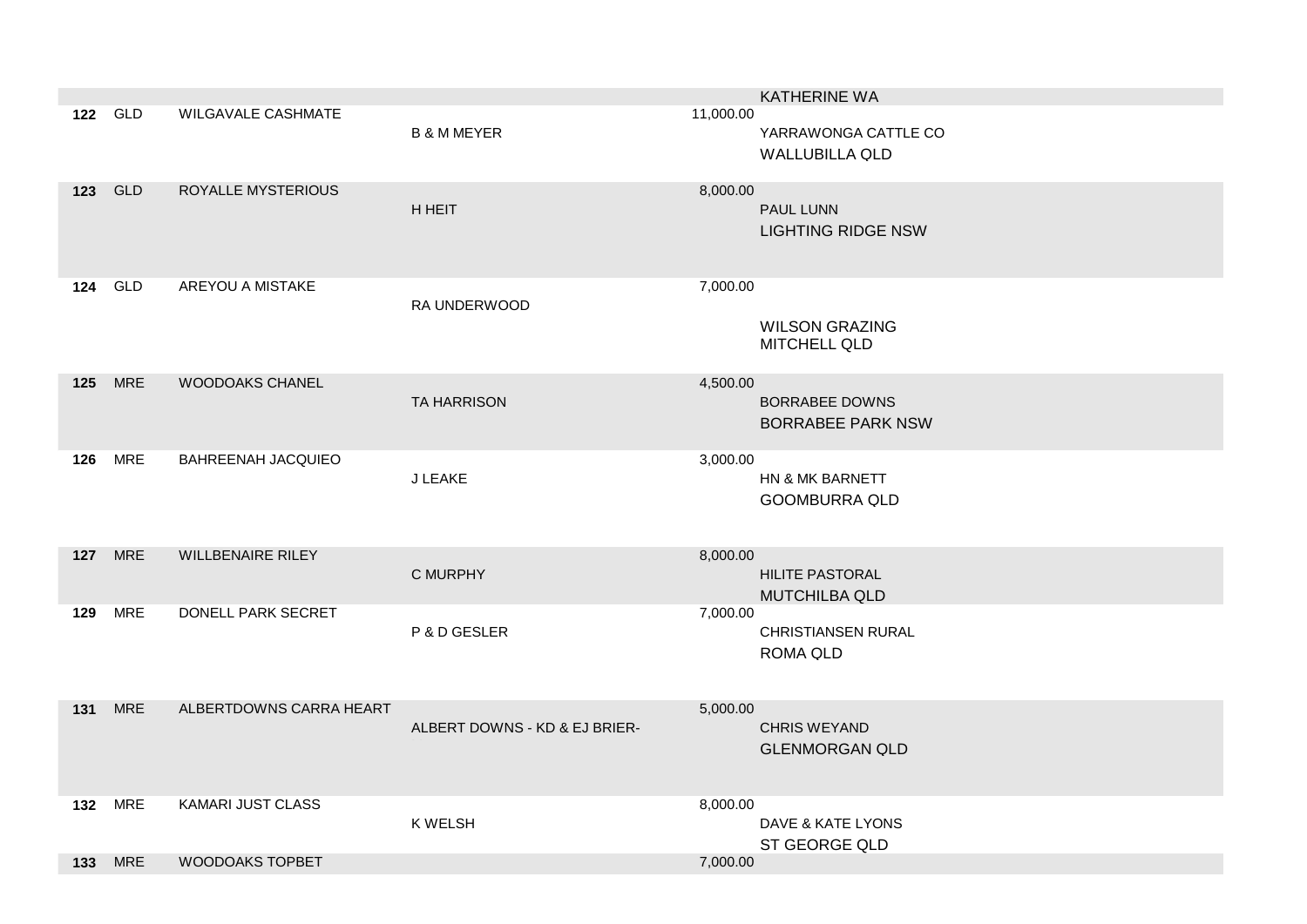| Lot | Breed | Name | Vendor | Price | Purchaser |
|---|---|---|---|---|---|
| | | | | | KATHERINE WA |
| 122 | GLD | WILGAVALE CASHMATE | B & M MEYER | 11,000.00 | YARRAWONGA CATTLE CO WALLUBILLA QLD |
| 123 | GLD | ROYALLE MYSTERIOUS | H HEIT | 8,000.00 | PAUL LUNN LIGHTING RIDGE NSW |
| 124 | GLD | AREYOU A MISTAKE | RA UNDERWOOD | 7,000.00 | WILSON GRAZING MITCHELL QLD |
| 125 | MRE | WOODOAKS CHANEL | TA HARRISON | 4,500.00 | BORRABEE DOWNS BORRABEE PARK NSW |
| 126 | MRE | BAHREENAH JACQUIEO | J LEAKE | 3,000.00 | HN & MK BARNETT GOOMBURRA QLD |
| 127 | MRE | WILLBENAIRE RILEY | C MURPHY | 8,000.00 | HILITE PASTORAL MUTCHILBA QLD |
| 129 | MRE | DONELL PARK SECRET | P & D GESLER | 7,000.00 | CHRISTIANSEN RURAL ROMA QLD |
| 131 | MRE | ALBERTDOWNS CARRA HEART | ALBERT DOWNS - KD & EJ BRIER- | 5,000.00 | CHRIS WEYAND GLENMORGAN QLD |
| 132 | MRE | KAMARI JUST CLASS | K WELSH | 8,000.00 | DAVE & KATE LYONS ST GEORGE QLD |
| 133 | MRE | WOODOAKS TOPBET | | 7,000.00 | |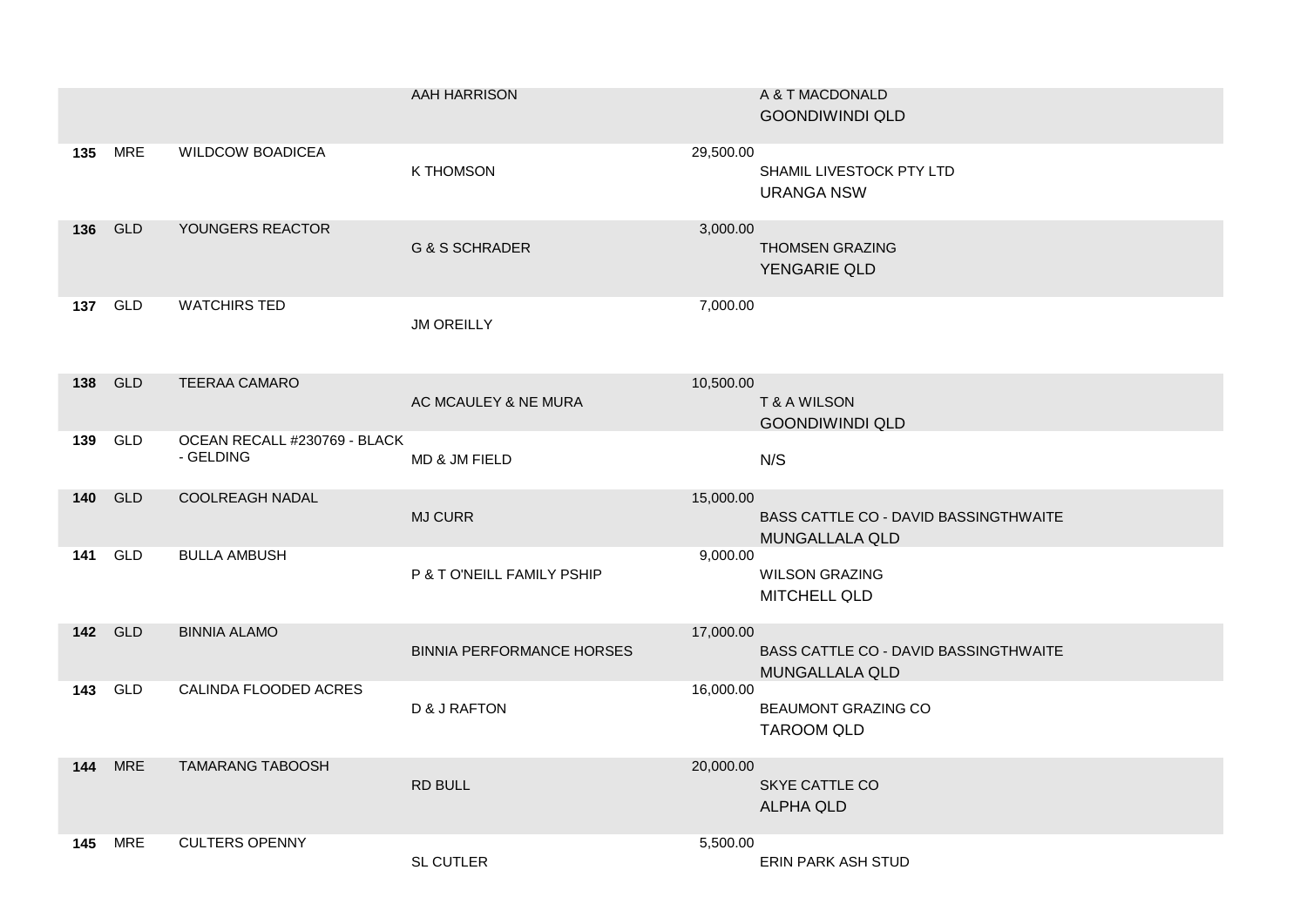| Lot | Class | Name | Vendor | Price | Purchaser |
|---|---|---|---|---|---|
| | | | AAH HARRISON | | A & T MACDONALD GOONDIWINDI QLD |
| 135 | MRE | WILDCOW BOADICEA | K THOMSON | 29,500.00 | SHAMIL LIVESTOCK PTY LTD URANGA NSW |
| 136 | GLD | YOUNGERS REACTOR | G & S SCHRADER | 3,000.00 | THOMSEN GRAZING YENGARIE QLD |
| 137 | GLD | WATCHIRS TED | JM OREILLY | 7,000.00 | |
| 138 | GLD | TEERAA CAMARO | AC MCAULEY & NE MURA | 10,500.00 | T & A WILSON GOONDIWINDI QLD |
| 139 | GLD | OCEAN RECALL #230769 - BLACK - GELDING | MD & JM FIELD | | N/S |
| 140 | GLD | COOLREAGH NADAL | MJ CURR | 15,000.00 | BASS CATTLE CO - DAVID BASSINGTHWAITE MUNGALLALA QLD |
| 141 | GLD | BULLA AMBUSH | P & T O'NEILL FAMILY PSHIP | 9,000.00 | WILSON GRAZING MITCHELL QLD |
| 142 | GLD | BINNIA ALAMO | BINNIA PERFORMANCE HORSES | 17,000.00 | BASS CATTLE CO - DAVID BASSINGTHWAITE MUNGALLALA QLD |
| 143 | GLD | CALINDA FLOODED ACRES | D & J RAFTON | 16,000.00 | BEAUMONT GRAZING CO TAROOM QLD |
| 144 | MRE | TAMARANG TABOOSH | RD BULL | 20,000.00 | SKYE CATTLE CO ALPHA QLD |
| 145 | MRE | CULTERS OPENNY | SL CUTLER | 5,500.00 | ERIN PARK ASH STUD |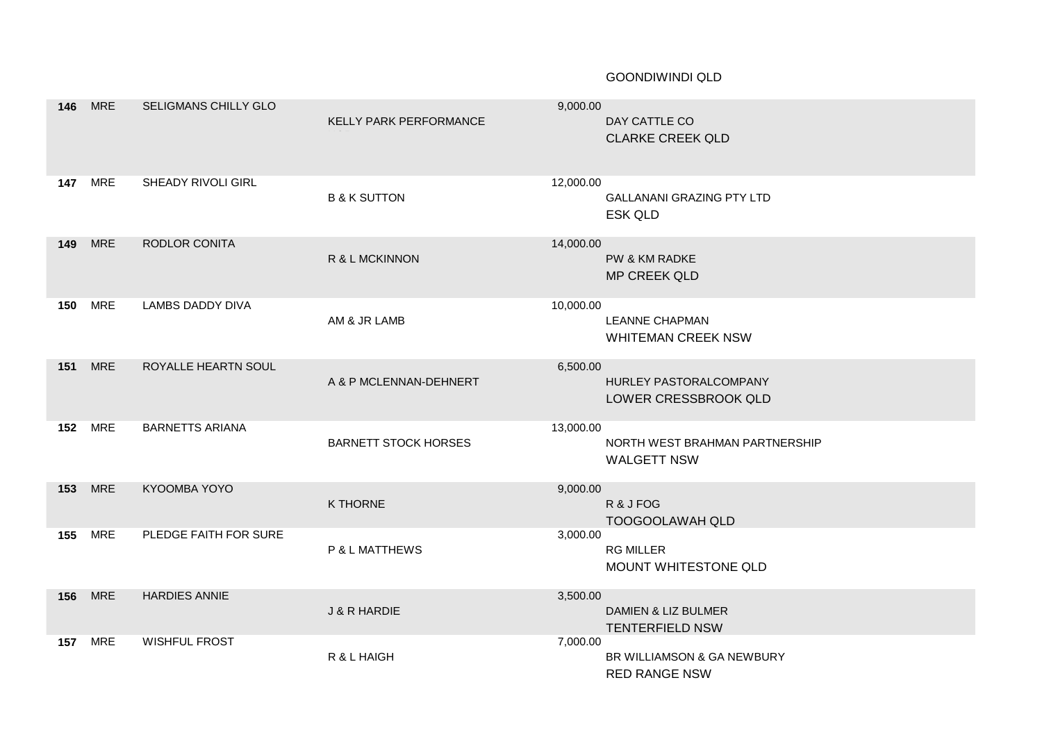GOONDIWINDI QLD

| Lot | Type | Name | Vendor | Price | Purchaser |
|---|---|---|---|---|---|
| 146 | MRE | SELIGMANS CHILLY GLO | KELLY PARK PERFORMANCE | 9,000.00 | DAY CATTLE CO<br>CLARKE CREEK QLD |
| 147 | MRE | SHEADY RIVOLI GIRL | B & K SUTTON | 12,000.00 | GALLANANI GRAZING PTY LTD<br>ESK QLD |
| 149 | MRE | RODLOR CONITA | R & L MCKINNON | 14,000.00 | PW & KM RADKE<br>MP CREEK QLD |
| 150 | MRE | LAMBS DADDY DIVA | AM & JR LAMB | 10,000.00 | LEANNE CHAPMAN<br>WHITEMAN CREEK NSW |
| 151 | MRE | ROYALLE HEARTN SOUL | A & P MCLENNAN-DEHNERT | 6,500.00 | HURLEY PASTORALCOMPANY<br>LOWER CRESSBROOK QLD |
| 152 | MRE | BARNETTS ARIANA | BARNETT STOCK HORSES | 13,000.00 | NORTH WEST BRAHMAN PARTNERSHIP<br>WALGETT NSW |
| 153 | MRE | KYOOMBA YOYO | K THORNE | 9,000.00 | R & J FOG<br>TOOGOOLAWAH QLD |
| 155 | MRE | PLEDGE FAITH FOR SURE | P & L MATTHEWS | 3,000.00 | RG MILLER<br>MOUNT WHITESTONE QLD |
| 156 | MRE | HARDIES ANNIE | J & R HARDIE | 3,500.00 | DAMIEN & LIZ BULMER<br>TENTERFIELD NSW |
| 157 | MRE | WISHFUL FROST | R & L HAIGH | 7,000.00 | BR WILLIAMSON & GA NEWBURY<br>RED RANGE NSW |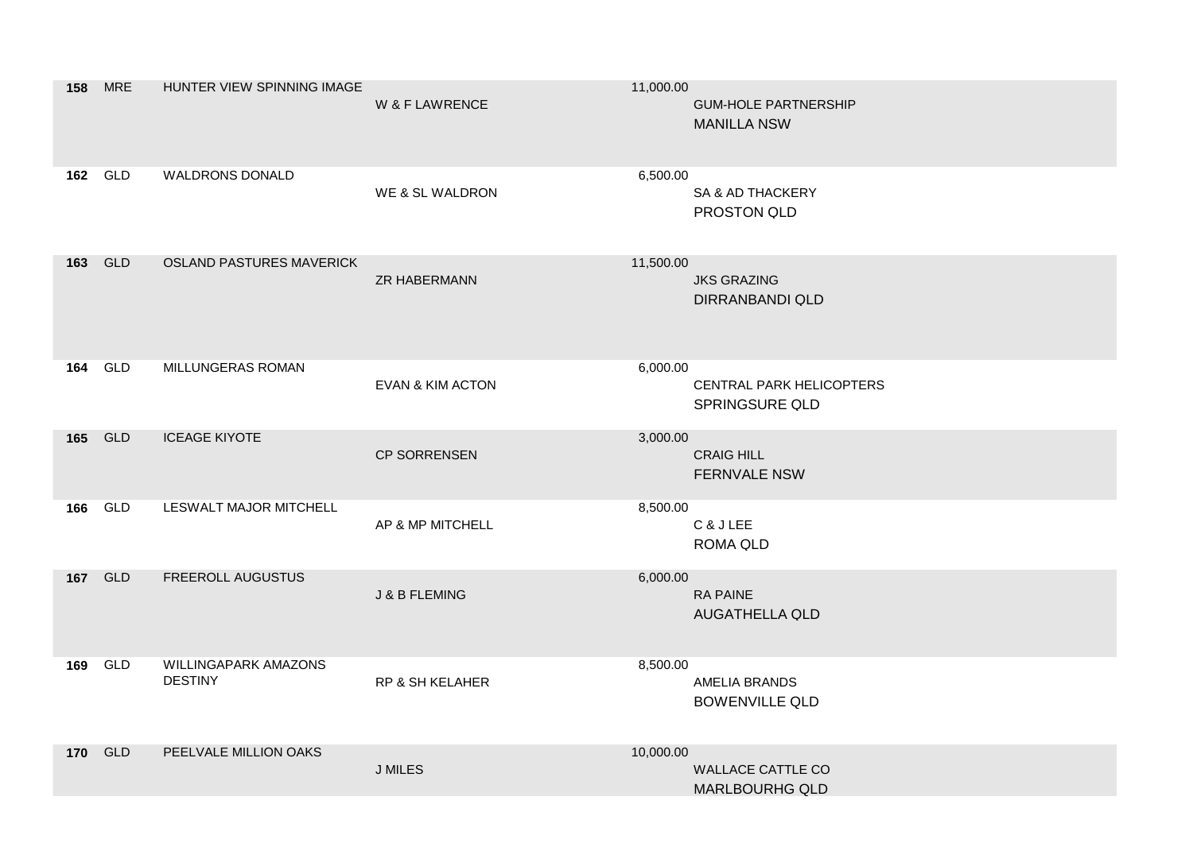| Lot | Breed | Name | Vendor | Price | Purchaser |
|---|---|---|---|---|---|
| 158 | MRE | HUNTER VIEW SPINNING IMAGE | W & F LAWRENCE | 11,000.00 | GUM-HOLE PARTNERSHIP<br>MANILLA NSW |
| 162 | GLD | WALDRONS DONALD | WE & SL WALDRON | 6,500.00 | SA & AD THACKERY<br>PROSTON QLD |
| 163 | GLD | OSLAND PASTURES MAVERICK | ZR HABERMANN | 11,500.00 | JKS GRAZING<br>DIRRANBANDI QLD |
| 164 | GLD | MILLUNGERAS ROMAN | EVAN & KIM ACTON | 6,000.00 | CENTRAL PARK HELICOPTERS<br>SPRINGSURE QLD |
| 165 | GLD | ICEAGE KIYOTE | CP SORRENSEN | 3,000.00 | CRAIG HILL<br>FERNVALE NSW |
| 166 | GLD | LESWALT MAJOR MITCHELL | AP & MP MITCHELL | 8,500.00 | C & J LEE<br>ROMA QLD |
| 167 | GLD | FREEROLL AUGUSTUS | J & B FLEMING | 6,000.00 | RA PAINE<br>AUGATHELLA QLD |
| 169 | GLD | WILLINGAPARK AMAZONS DESTINY | RP & SH KELAHER | 8,500.00 | AMELIA BRANDS<br>BOWENVILLE QLD |
| 170 | GLD | PEELVALE MILLION OAKS | J MILES | 10,000.00 | WALLACE CATTLE CO<br>MARLBOURHG QLD |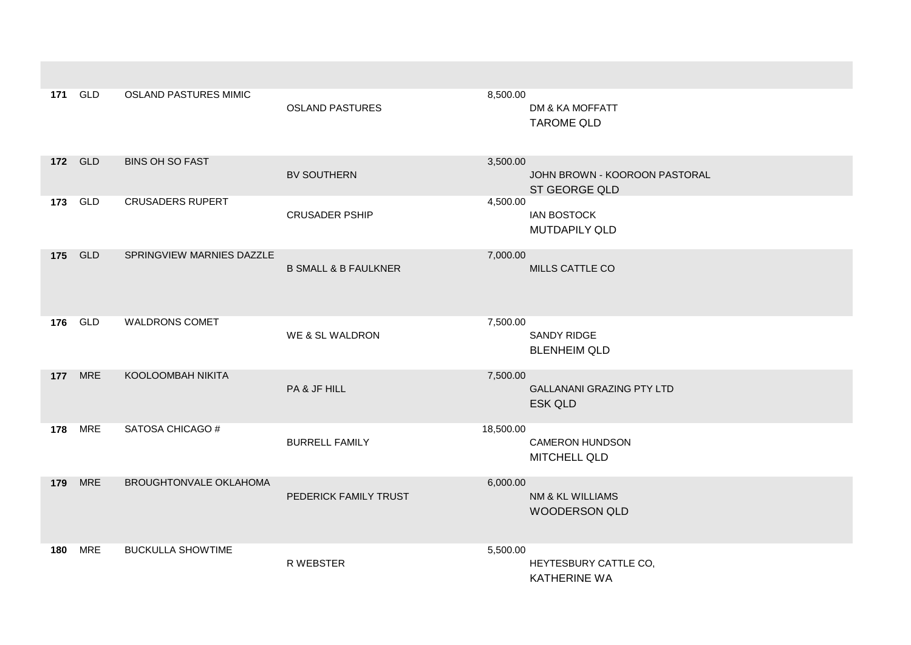| Lot | Breed | Name | Vendor | Price | Purchaser |
|---|---|---|---|---|---|
| 171 | GLD | OSLAND PASTURES MIMIC | OSLAND PASTURES | 8,500.00 | DM & KA MOFFATT TAROME QLD |
| 172 | GLD | BINS OH SO FAST | BV SOUTHERN | 3,500.00 | JOHN BROWN - KOOROON PASTORAL ST GEORGE QLD |
| 173 | GLD | CRUSADERS RUPERT | CRUSADER PSHIP | 4,500.00 | IAN BOSTOCK MUTDAPILY QLD |
| 175 | GLD | SPRINGVIEW MARNIES DAZZLE | B SMALL & B FAULKNER | 7,000.00 | MILLS CATTLE CO |
| 176 | GLD | WALDRONS COMET | WE & SL WALDRON | 7,500.00 | SANDY RIDGE BLENHEIM QLD |
| 177 | MRE | KOOLOOMBAH NIKITA | PA & JF HILL | 7,500.00 | GALLANANI GRAZING PTY LTD ESK QLD |
| 178 | MRE | SATOSA CHICAGO # | BURRELL FAMILY | 18,500.00 | CAMERON HUNDSON MITCHELL QLD |
| 179 | MRE | BROUGHTONVALE OKLAHOMA | PEDERICK FAMILY TRUST | 6,000.00 | NM & KL WILLIAMS WOODERSON QLD |
| 180 | MRE | BUCKULLA SHOWTIME | R WEBSTER | 5,500.00 | HEYTESBURY CATTLE CO, KATHERINE WA |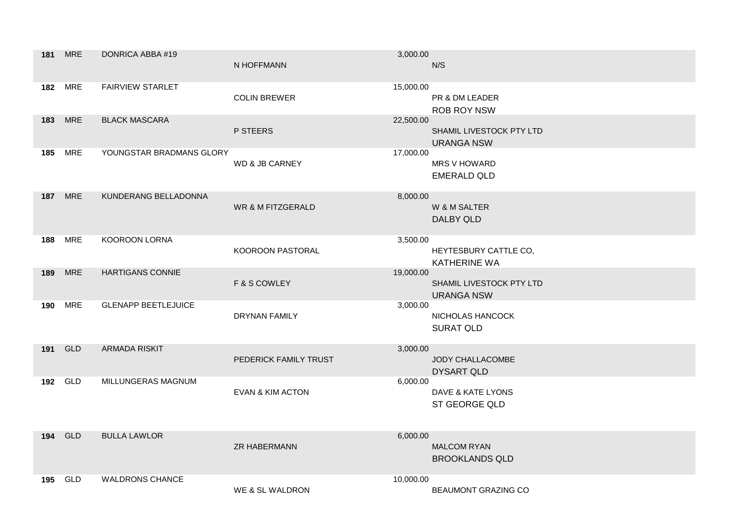| Lot | Breed | Name | Vendor | Price | Purchaser |
|---|---|---|---|---|---|
| **181** | MRE | DONRICA ABBA #19 | N HOFFMANN | 3,000.00 | N/S |
| **182** | MRE | FAIRVIEW STARLET | COLIN BREWER | 15,000.00 | PR & DM LEADER ROB ROY NSW |
| **183** | MRE | BLACK MASCARA | P STEERS | 22,500.00 | SHAMIL LIVESTOCK PTY LTD URANGA NSW |
| **185** | MRE | YOUNGSTAR BRADMANS GLORY | WD & JB CARNEY | 17,000.00 | MRS V HOWARD EMERALD QLD |
| **187** | MRE | KUNDERANG BELLADONNA | WR & M FITZGERALD | 8,000.00 | W & M SALTER DALBY QLD |
| **188** | MRE | KOOROON LORNA | KOOROON PASTORAL | 3,500.00 | HEYTESBURY CATTLE CO, KATHERINE WA |
| **189** | MRE | HARTIGANS CONNIE | F & S COWLEY | 19,000.00 | SHAMIL LIVESTOCK PTY LTD URANGA NSW |
| **190** | MRE | GLENAPP BEETLEJUICE | DRYNAN FAMILY | 3,000.00 | NICHOLAS HANCOCK SURAT QLD |
| **191** | GLD | ARMADA RISKIT | PEDERICK FAMILY TRUST | 3,000.00 | JODY CHALLACOMBE DYSART QLD |
| **192** | GLD | MILLUNGERAS MAGNUM | EVAN & KIM ACTON | 6,000.00 | DAVE & KATE LYONS ST GEORGE QLD |
| **194** | GLD | BULLA LAWLOR | ZR HABERMANN | 6,000.00 | MALCOM RYAN BROOKLANDS QLD |
| **195** | GLD | WALDRONS CHANCE | WE & SL WALDRON | 10,000.00 | BEAUMONT GRAZING CO |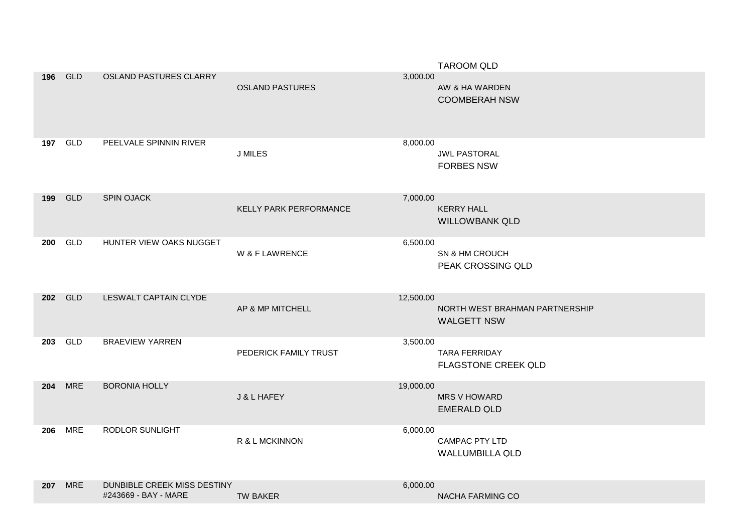| Lot | Type | Name | Vendor | Price | Purchaser |
|---|---|---|---|---|---|
| | | | | | TAROOM QLD |
| **196** | GLD | OSLAND PASTURES CLARRY | OSLAND PASTURES | 3,000.00 | AW & HA WARDEN<br>COOMBERAH NSW |
| **197** | GLD | PEELVALE SPINNIN RIVER | J MILES | 8,000.00 | JWL PASTORAL<br>FORBES NSW |
| **199** | GLD | SPIN OJACK | KELLY PARK PERFORMANCE | 7,000.00 | KERRY HALL<br>WILLOWBANK QLD |
| **200** | GLD | HUNTER VIEW OAKS NUGGET | W & F LAWRENCE | 6,500.00 | SN & HM CROUCH<br>PEAK CROSSING QLD |
| **202** | GLD | LESWALT CAPTAIN CLYDE | AP & MP MITCHELL | 12,500.00 | NORTH WEST BRAHMAN PARTNERSHIP<br>WALGETT NSW |
| **203** | GLD | BRAEVIEW YARREN | PEDERICK FAMILY TRUST | 3,500.00 | TARA FERRIDAY<br>FLAGSTONE CREEK QLD |
| **204** | MRE | BORONIA HOLLY | J & L HAFEY | 19,000.00 | MRS V HOWARD<br>EMERALD QLD |
| **206** | MRE | RODLOR SUNLIGHT | R & L MCKINNON | 6,000.00 | CAMPAC PTY LTD<br>WALLUMBILLA QLD |
| **207** | MRE | DUNBIBLE CREEK MISS DESTINY<br>#243669 - BAY - MARE | TW BAKER | 6,000.00 | NACHA FARMING CO |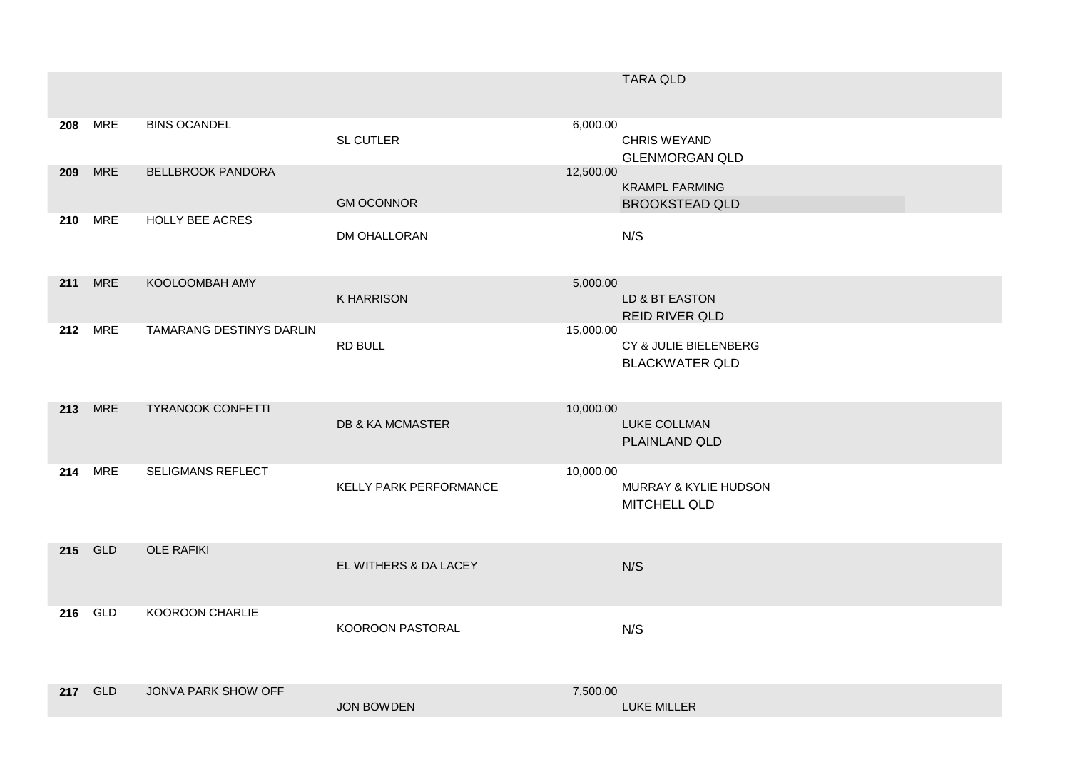| | | | | | |
|---|---|---|---|---|---|
| | | | | | TARA QLD |
| 208 | MRE | BINS OCANDEL | SL CUTLER | 6,000.00 | CHRIS WEYAND GLENMORGAN QLD |
| 209 | MRE | BELLBROOK PANDORA | GM OCONNOR | 12,500.00 | KRAMPL FARMING BROOKSTEAD QLD |
| 210 | MRE | HOLLY BEE ACRES | DM OHALLORAN | | N/S |
| 211 | MRE | KOOLOOMBAH AMY | K HARRISON | 5,000.00 | LD & BT EASTON REID RIVER QLD |
| 212 | MRE | TAMARANG DESTINYS DARLIN | RD BULL | 15,000.00 | CY & JULIE BIELENBERG BLACKWATER QLD |
| 213 | MRE | TYRANOOK CONFETTI | DB & KA MCMASTER | 10,000.00 | LUKE COLLMAN PLAINLAND QLD |
| 214 | MRE | SELIGMANS REFLECT | KELLY PARK PERFORMANCE | 10,000.00 | MURRAY & KYLIE HUDSON MITCHELL QLD |
| 215 | GLD | OLE RAFIKI | EL WITHERS & DA LACEY | | N/S |
| 216 | GLD | KOOROON CHARLIE | KOOROON PASTORAL | | N/S |
| 217 | GLD | JONVA PARK SHOW OFF | JON BOWDEN | 7,500.00 | LUKE MILLER |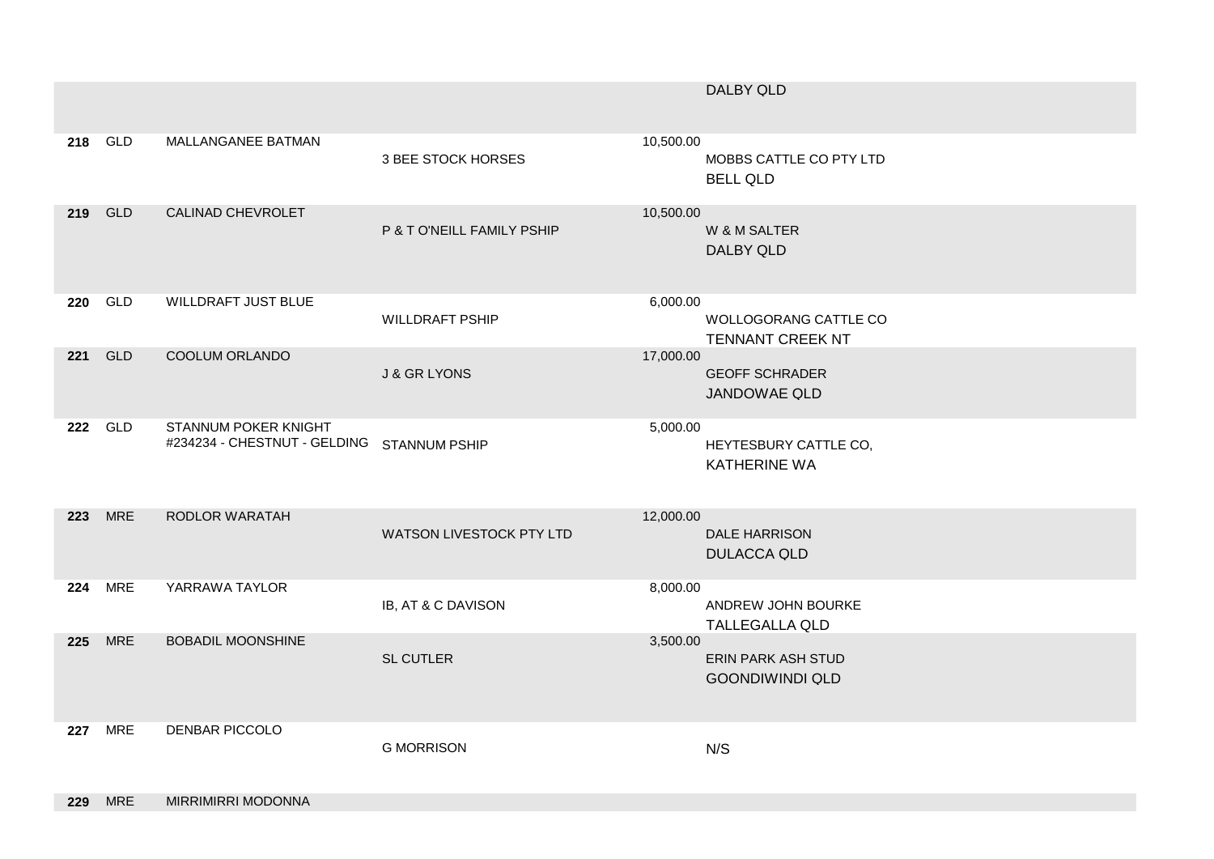| Lot | Class | Horse | Vendor | Price | Purchaser |
|---|---|---|---|---|---|
| | | | | | DALBY QLD |
| 218 | GLD | MALLANGANEE BATMAN | 3 BEE STOCK HORSES | 10,500.00 | MOBBS CATTLE CO PTY LTD BELL QLD |
| 219 | GLD | CALINAD CHEVROLET | P & T O'NEILL FAMILY PSHIP | 10,500.00 | W & M SALTER DALBY QLD |
| 220 | GLD | WILLDRAFT JUST BLUE | WILLDRAFT PSHIP | 6,000.00 | WOLLOGORANG CATTLE CO TENNANT CREEK NT |
| 221 | GLD | COOLUM ORLANDO | J & GR LYONS | 17,000.00 | GEOFF SCHRADER JANDOWAE QLD |
| 222 | GLD | STANNUM POKER KNIGHT #234234 - CHESTNUT - GELDING | STANNUM PSHIP | 5,000.00 | HEYTESBURY CATTLE CO, KATHERINE WA |
| 223 | MRE | RODLOR WARATAH | WATSON LIVESTOCK PTY LTD | 12,000.00 | DALE HARRISON DULACCA QLD |
| 224 | MRE | YARRAWA TAYLOR | IB, AT & C DAVISON | 8,000.00 | ANDREW JOHN BOURKE TALLEGALLA QLD |
| 225 | MRE | BOBADIL MOONSHINE | SL CUTLER | 3,500.00 | ERIN PARK ASH STUD GOONDIWINDI QLD |
| 227 | MRE | DENBAR PICCOLO | G MORRISON | | N/S |
| 229 | MRE | MIRRIMIRRI MODONNA | | | |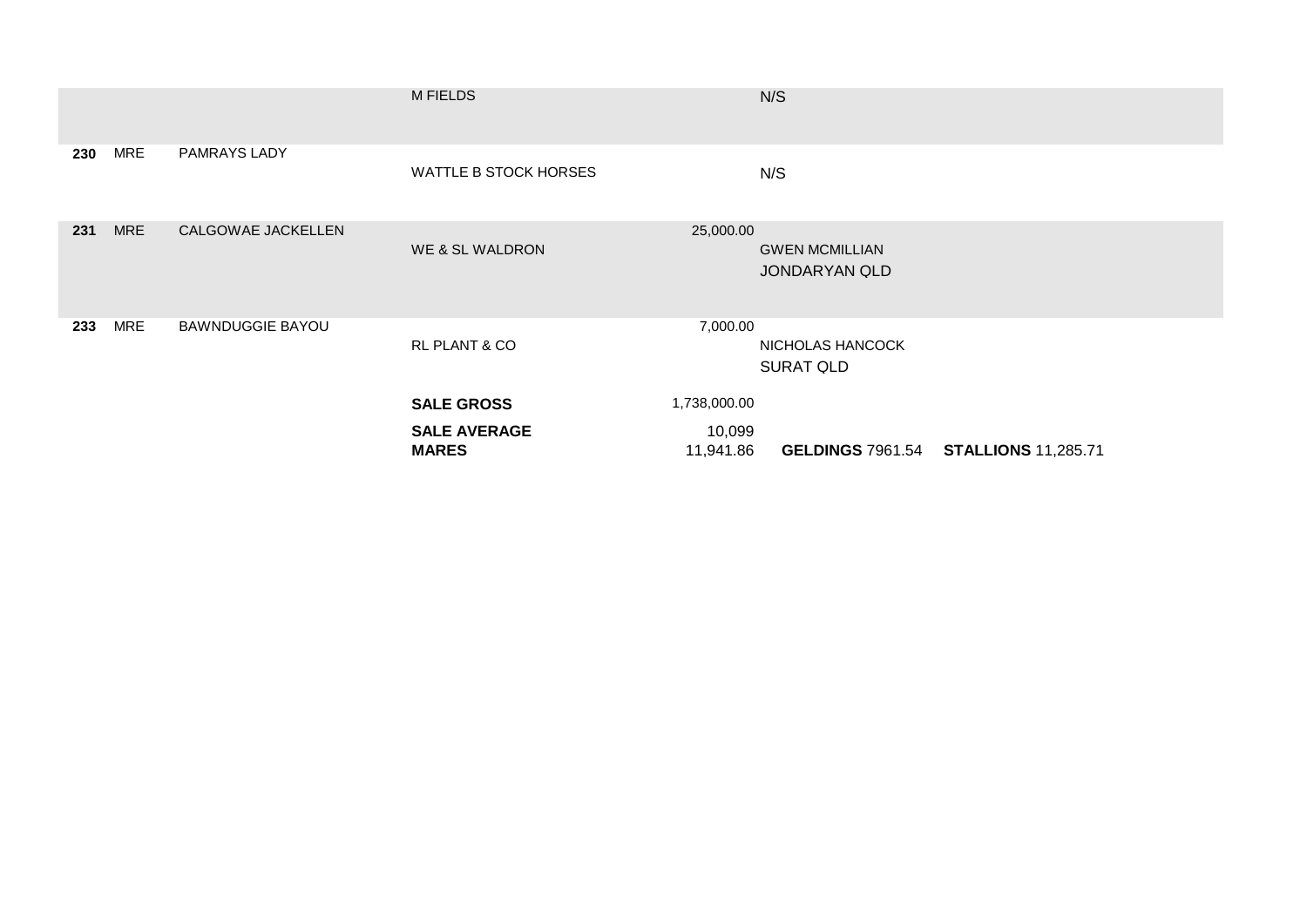| Lot | Sex | Name | Vendor | Price | Purchaser |
|---|---|---|---|---|---|
| | | | M FIELDS | | N/S |
| 230 | MRE | PAMRAYS LADY | WATTLE B STOCK HORSES | | N/S |
| 231 | MRE | CALGOWAE JACKELLEN | WE & SL WALDRON | 25,000.00 | GWEN MCMILLIAN JONDARYAN QLD |
| 233 | MRE | BAWNDUGGIE BAYOU | RL PLANT & CO | 7,000.00 | NICHOLAS HANCOCK SURAT QLD |
| | | | **SALE GROSS** | 1,738,000.00 | |
| | | | **SALE AVERAGE** | 10,099 | |
| | | | **MARES** | 11,941.86 | **GELDINGS** 7961.54 **STALLIONS** 11,285.71 |